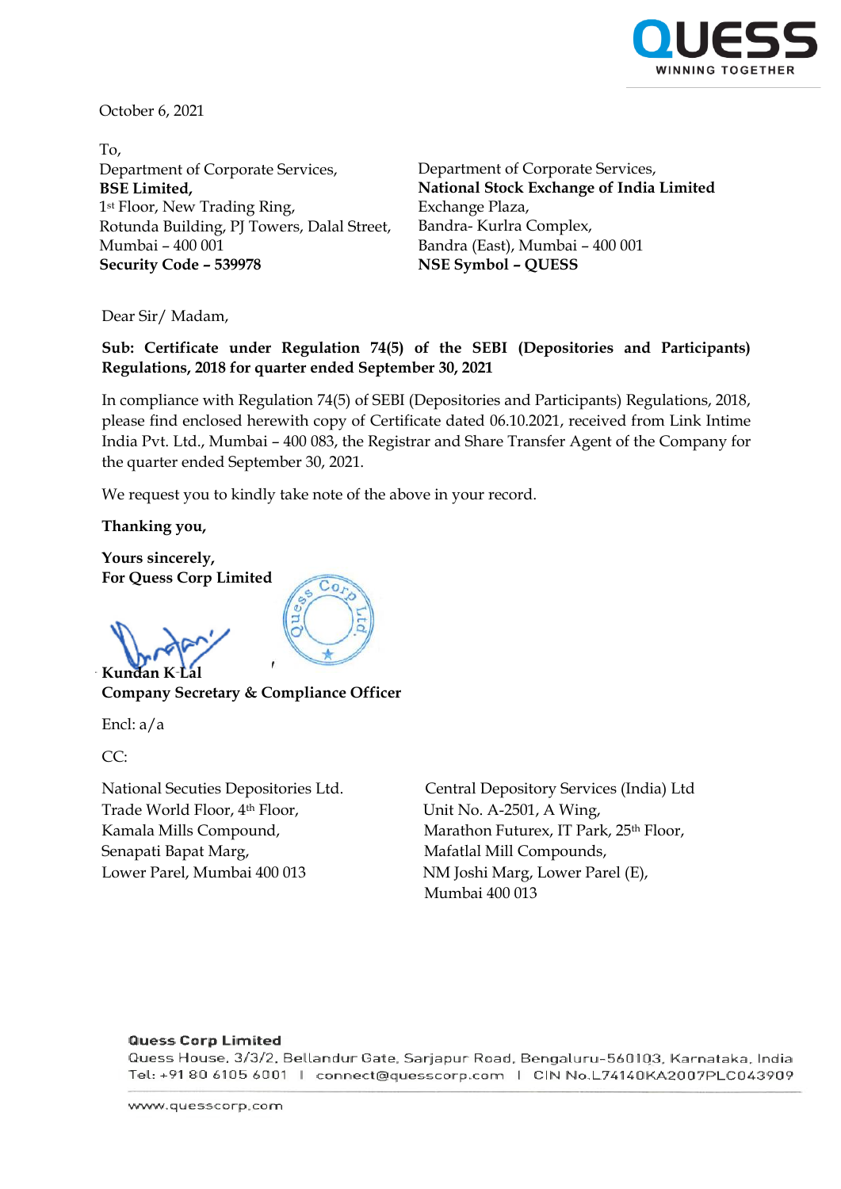October 6, 2021

To,

Department of Corporate Services,
**BSE Limited,**
1st Floor, New Trading Ring,
Rotunda Building, PJ Towers, Dalal Street,
Mumbai – 400 001
**Security Code – 539978**

Department of Corporate Services,
**National Stock Exchange of India Limited**
Exchange Plaza,
Bandra- Kurlra Complex,
Bandra (East), Mumbai – 400 001
**NSE Symbol – QUESS**

Dear Sir/ Madam,

**Sub: Certificate under Regulation 74(5) of the SEBI (Depositories and Participants) Regulations, 2018 for quarter ended September 30, 2021**

In compliance with Regulation 74(5) of SEBI (Depositories and Participants) Regulations, 2018, please find enclosed herewith copy of Certificate dated 06.10.2021, received from Link Intime India Pvt. Ltd., Mumbai – 400 083, the Registrar and Share Transfer Agent of the Company for the quarter ended September 30, 2021.

We request you to kindly take note of the above in your record.

**Thanking you,**

**Yours sincerely,**
**For Quess Corp Limited**

**Kundan K Lal**
**Company Secretary & Compliance Officer**

Encl: a/a

CC:

National Secuties Depositories Ltd.
Trade World Floor, 4th Floor,
Kamala Mills Compound,
Senapati Bapat Marg,
Lower Parel, Mumbai 400 013

Central Depository Services (India) Ltd
Unit No. A-2501, A Wing,
Marathon Futurex, IT Park, 25th Floor,
Mafatlal Mill Compounds,
NM Joshi Marg, Lower Parel (E),
Mumbai 400 013

**Quess Corp Limited**
Quess House, 3/3/2, Bellandur Gate, Sarjapur Road, Bengaluru-560103, Karnataka, India
Tel: +91 80 6105 6001 | connect@quesscorp.com | CIN No.L74140KA2007PLC043909

www.quesscorp.com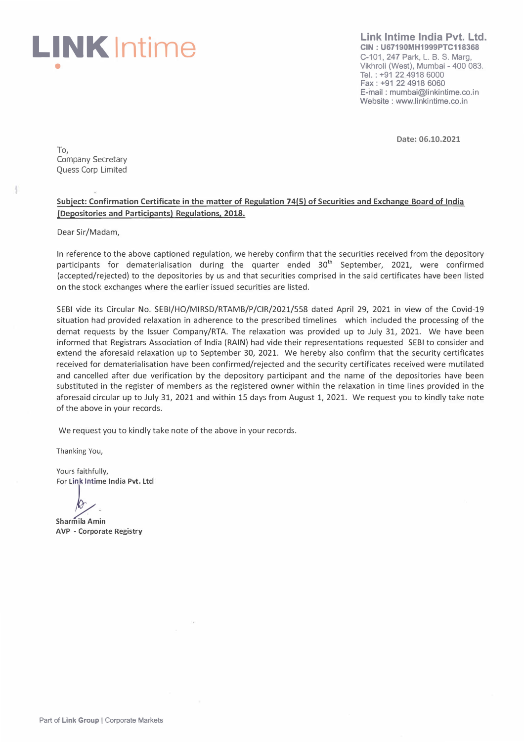**LINK Intime**

**Link Intime India Pvt. Ltd.**
**CIN : U67190MH1999PTC118368**
C-101, 247 Park, L. B. S. Marg,
Vikhroli (West), Mumbai - 400 083.
Tel. : +91 22 4918 6000
Fax : +91 22 4918 6060
E-mail : mumbai@linkintime.co.in
Website : www.linkintime.co.in

**Date: 06.10.2021**

To,
Company Secretary
Quess Corp Limited

**Subject: Confirmation Certificate in the matter of Regulation 74(5) of Securities and Exchange Board of India (Depositories and Participants) Regulations, 2018.**

Dear Sir/Madam,

In reference to the above captioned regulation, we hereby confirm that the securities received from the depository participants for dematerialisation during the quarter ended 30th September, 2021, were confirmed (accepted/rejected) to the depositories by us and that securities comprised in the said certificates have been listed on the stock exchanges where the earlier issued securities are listed.

SEBI vide its Circular No. SEBI/HO/MIRSD/RTAMB/P/CIR/2021/558 dated April 29, 2021 in view of the Covid-19 situation had provided relaxation in adherence to the prescribed timelines which included the processing of the demat requests by the Issuer Company/RTA. The relaxation was provided up to July 31, 2021. We have been informed that Registrars Association of India (RAIN) had vide their representations requested SEBI to consider and extend the aforesaid relaxation up to September 30, 2021. We hereby also confirm that the security certificates received for dematerialisation have been confirmed/rejected and the security certificates received were mutilated and cancelled after due verification by the depository participant and the name of the depositories have been substituted in the register of members as the registered owner within the relaxation in time lines provided in the aforesaid circular up to July 31, 2021 and within 15 days from August 1, 2021. We request you to kindly take note of the above in your records.

We request you to kindly take note of the above in your records.

Thanking You,

Yours faithfully,
For **Link Intime India Pvt. Ltd**

**Sharmila Amin**
**AVP - Corporate Registry**

Part of **Link Group** | Corporate Markets